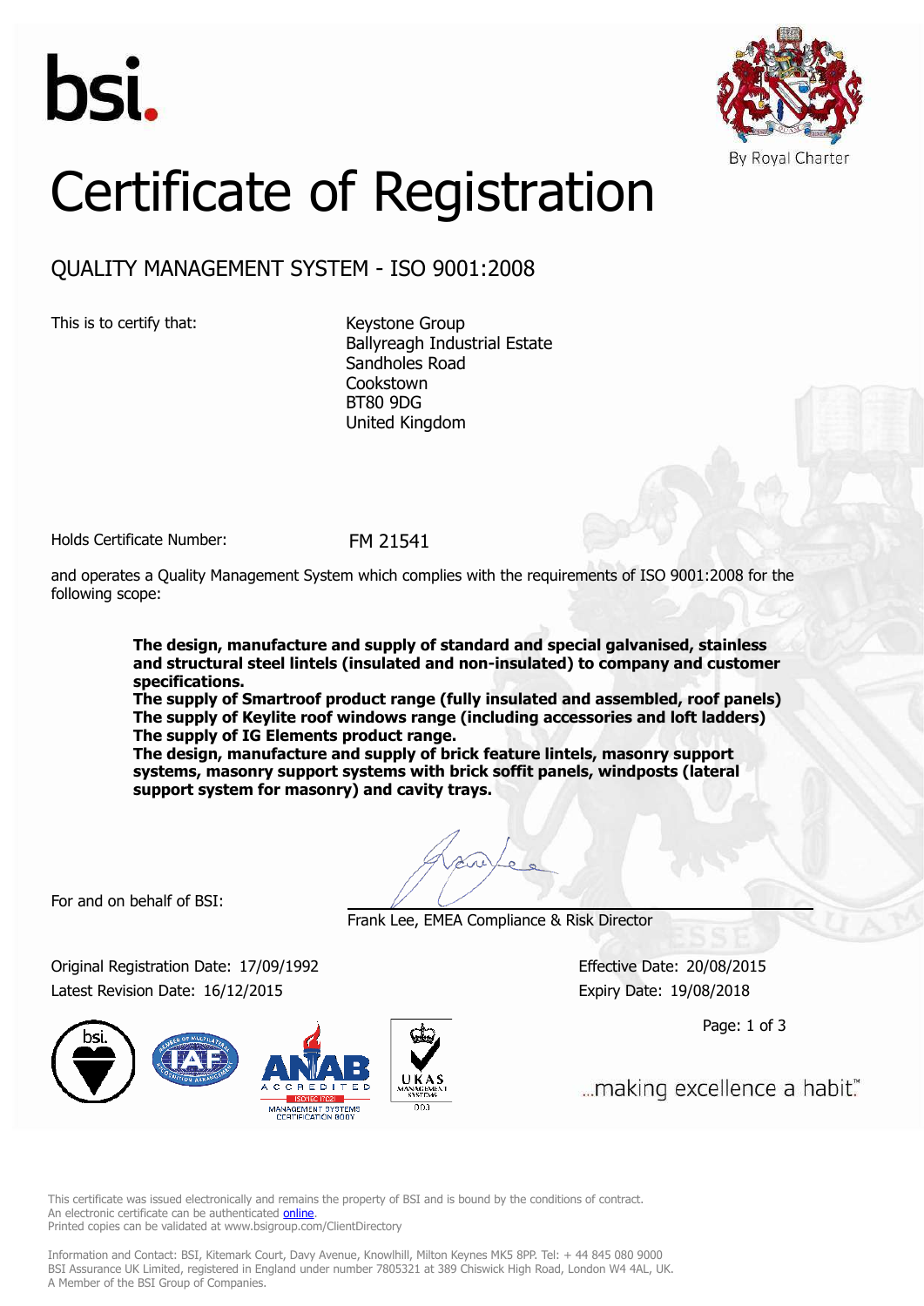bsi.

By Royal Charter

# Certificate of Registration

## QUALITY MANAGEMENT SYSTEM - ISO 9001:2008

This is to certify that:

Keystone Group
Ballyreagh Industrial Estate
Sandholes Road
Cookstown
BT80 9DG
United Kingdom

Holds Certificate Number: FM 21541

and operates a Quality Management System which complies with the requirements of ISO 9001:2008 for the following scope:

**The design, manufacture and supply of standard and special galvanised, stainless and structural steel lintels (insulated and non-insulated) to company and customer specifications.**
**The supply of Smartroof product range (fully insulated and assembled, roof panels)**
**The supply of Keylite roof windows range (including accessories and loft ladders)**
**The supply of IG Elements product range.**
**The design, manufacture and supply of brick feature lintels, masonry support systems, masonry support systems with brick soffit panels, windposts (lateral support system for masonry) and cavity trays.**

For and on behalf of BSI:

Frank Lee, EMEA Compliance & Risk Director

Original Registration Date: 17/09/1992
Latest Revision Date: 16/12/2015

Effective Date: 20/08/2015
Expiry Date: 19/08/2018

...making excellence a habit.™

This certificate was issued electronically and remains the property of BSI and is bound by the conditions of contract.
An electronic certificate can be authenticated online.
Printed copies can be validated at www.bsigroup.com/ClientDirectory

Information and Contact: BSI, Kitemark Court, Davy Avenue, Knowlhill, Milton Keynes MK5 8PP. Tel: + 44 845 080 9000
BSI Assurance UK Limited, registered in England under number 7805321 at 389 Chiswick High Road, London W4 4AL, UK.
A Member of the BSI Group of Companies.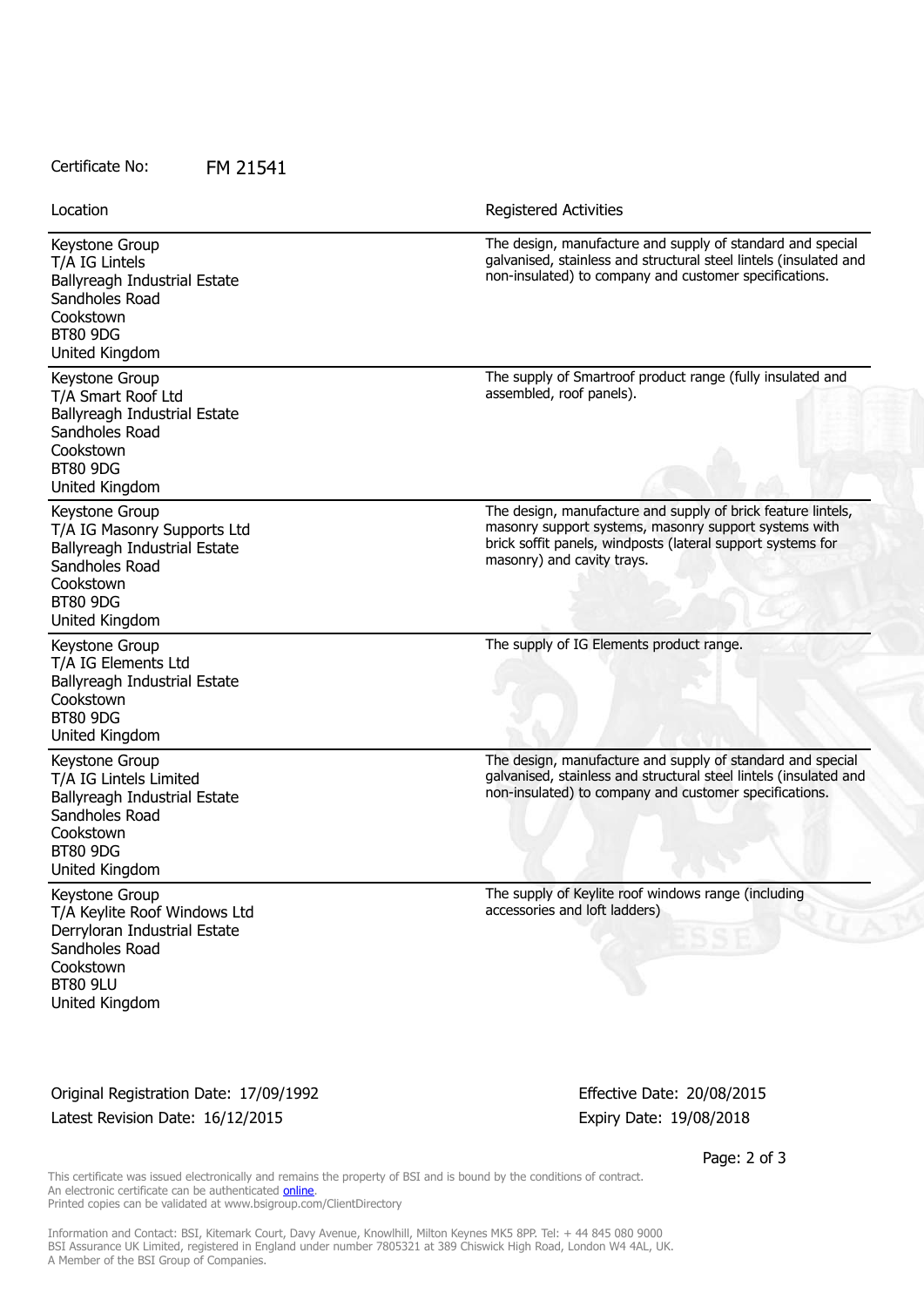Certificate No: FM 21541

| Location | Registered Activities |
|---|---|
| Keystone Group<br>T/A IG Lintels<br>Ballyreagh Industrial Estate<br>Sandholes Road<br>Cookstown<br>BT80 9DG<br>United Kingdom | The design, manufacture and supply of standard and special galvanised, stainless and structural steel lintels (insulated and non-insulated) to company and customer specifications. |
| Keystone Group<br>T/A Smart Roof Ltd<br>Ballyreagh Industrial Estate<br>Sandholes Road<br>Cookstown<br>BT80 9DG<br>United Kingdom | The supply of Smartroof product range (fully insulated and assembled, roof panels). |
| Keystone Group<br>T/A IG Masonry Supports Ltd<br>Ballyreagh Industrial Estate<br>Sandholes Road<br>Cookstown<br>BT80 9DG<br>United Kingdom | The design, manufacture and supply of brick feature lintels, masonry support systems, masonry support systems with brick soffit panels, windposts (lateral support systems for masonry) and cavity trays. |
| Keystone Group<br>T/A IG Elements Ltd<br>Ballyreagh Industrial Estate<br>Cookstown<br>BT80 9DG<br>United Kingdom | The supply of IG Elements product range. |
| Keystone Group<br>T/A IG Lintels Limited<br>Ballyreagh Industrial Estate<br>Sandholes Road<br>Cookstown<br>BT80 9DG<br>United Kingdom | The design, manufacture and supply of standard and special galvanised, stainless and structural steel lintels (insulated and non-insulated) to company and customer specifications. |
| Keystone Group<br>T/A Keylite Roof Windows Ltd<br>Derryloran Industrial Estate<br>Sandholes Road<br>Cookstown<br>BT80 9LU<br>United Kingdom | The supply of Keylite roof windows range (including accessories and loft ladders) |

Original Registration Date: 17/09/1992
Latest Revision Date: 16/12/2015

Effective Date: 20/08/2015
Expiry Date: 19/08/2018

This certificate was issued electronically and remains the property of BSI and is bound by the conditions of contract.
An electronic certificate can be authenticated online.
Printed copies can be validated at www.bsigroup.com/ClientDirectory

Information and Contact: BSI, Kitemark Court, Davy Avenue, Knowlhill, Milton Keynes MK5 8PP. Tel: + 44 845 080 9000
BSI Assurance UK Limited, registered in England under number 7805321 at 389 Chiswick High Road, London W4 4AL, UK.
A Member of the BSI Group of Companies.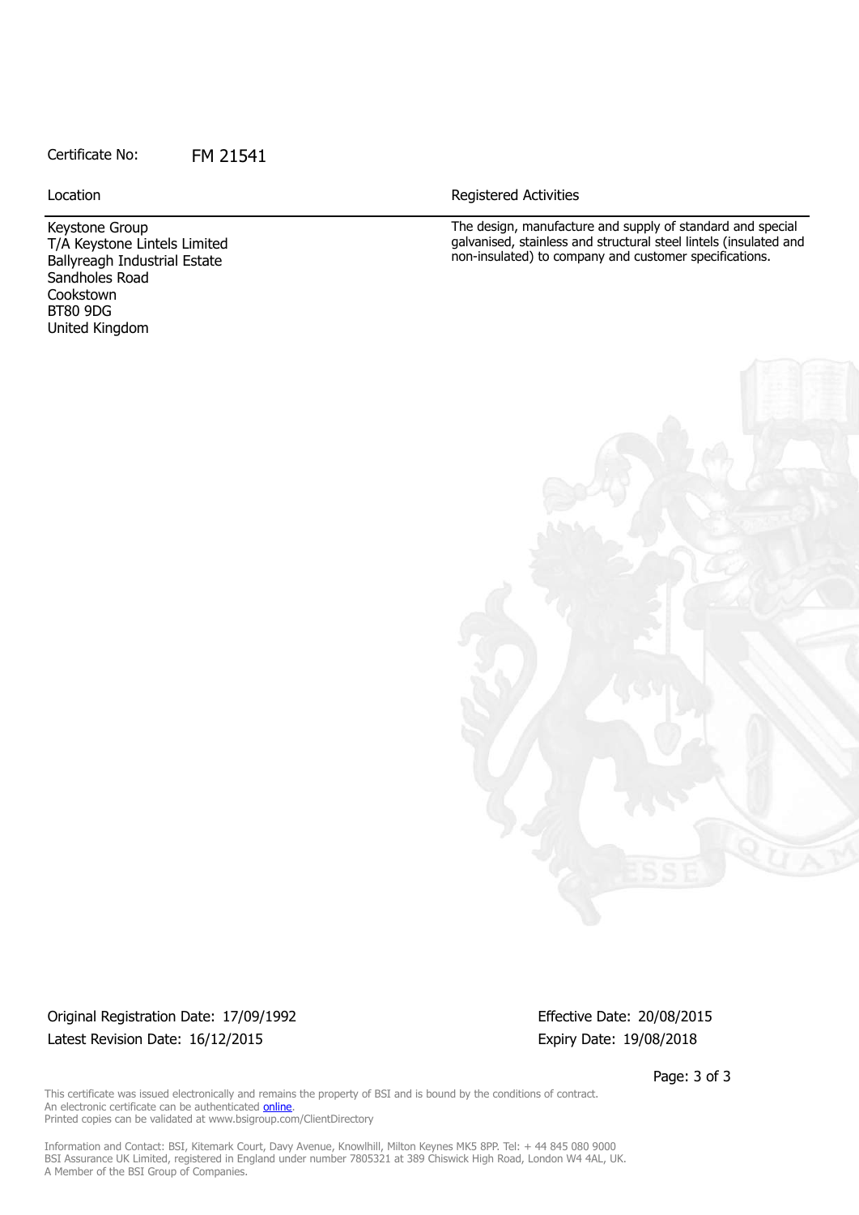Certificate No: FM 21541

| Location | Registered Activities |
| --- | --- |
| Keystone Group<br>T/A Keystone Lintels Limited<br>Ballyreagh Industrial Estate<br>Sandholes Road<br>Cookstown<br>BT80 9DG<br>United Kingdom | The design, manufacture and supply of standard and special galvanised, stainless and structural steel lintels (insulated and non-insulated) to company and customer specifications. |

Original Registration Date: 17/09/1992

Latest Revision Date: 16/12/2015

Effective Date: 20/08/2015

Expiry Date: 19/08/2018

This certificate was issued electronically and remains the property of BSI and is bound by the conditions of contract.
An electronic certificate can be authenticated online.
Printed copies can be validated at www.bsigroup.com/ClientDirectory

Information and Contact: BSI, Kitemark Court, Davy Avenue, Knowlhill, Milton Keynes MK5 8PP. Tel: + 44 845 080 9000
BSI Assurance UK Limited, registered in England under number 7805321 at 389 Chiswick High Road, London W4 4AL, UK.
A Member of the BSI Group of Companies.